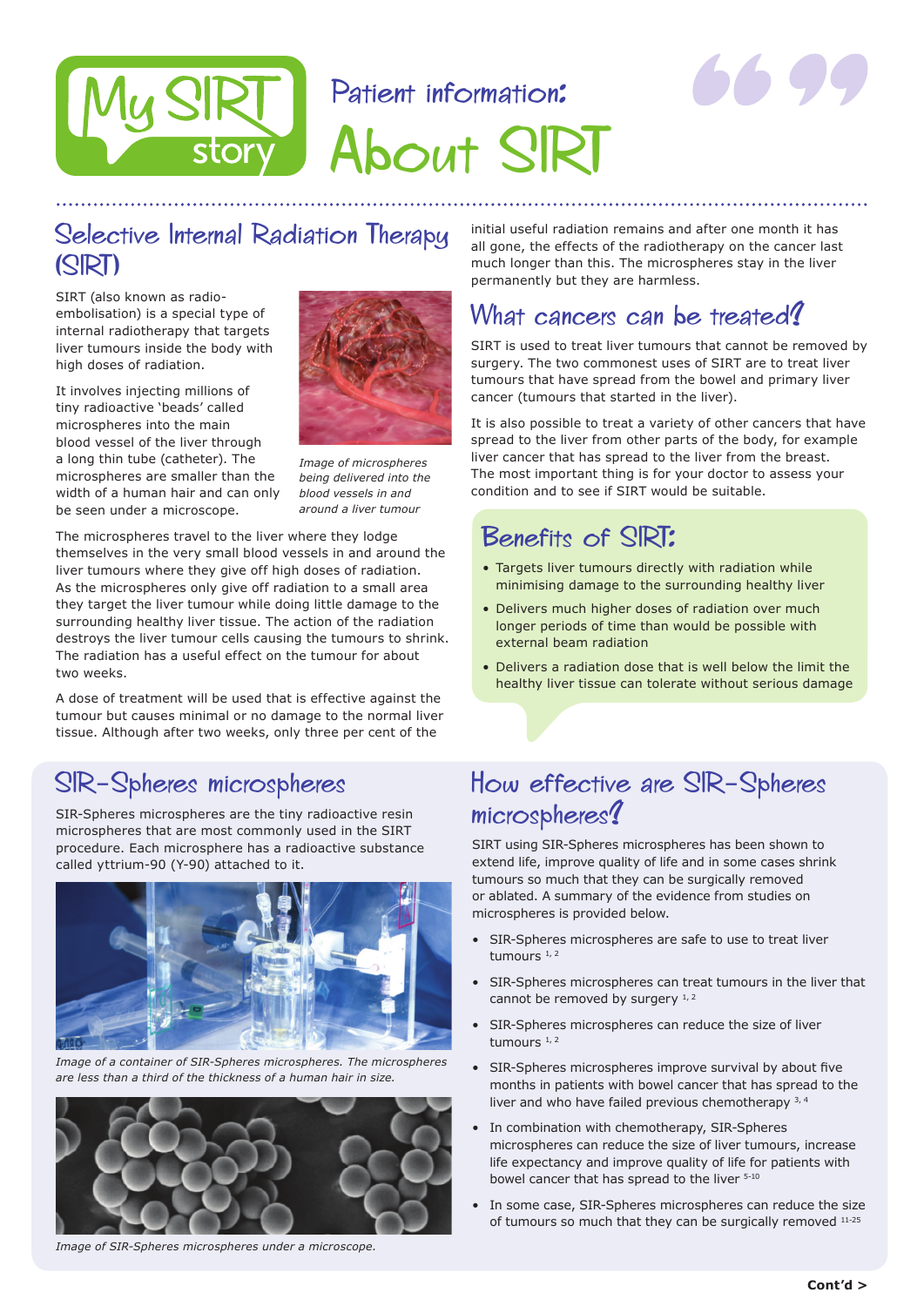# Patient information: About SIRT

## Selective Internal Radiation Therapy (SIRT)

SIRT (also known as radio-embolisation) is a special type of internal radiotherapy that targets liver tumours inside the body with high doses of radiation.

It involves injecting millions of tiny radioactive 'beads' called microspheres into the main blood vessel of the liver through a long thin tube (catheter). The microspheres are smaller than the width of a human hair and can only be seen under a microscope.

*Image of microspheres being delivered into the blood vessels in and around a liver tumour*

The microspheres travel to the liver where they lodge themselves in the very small blood vessels in and around the liver tumours where they give off high doses of radiation. As the microspheres only give off radiation to a small area they target the liver tumour while doing little damage to the surrounding healthy liver tissue. The action of the radiation destroys the liver tumour cells causing the tumours to shrink. The radiation has a useful effect on the tumour for about two weeks.

A dose of treatment will be used that is effective against the tumour but causes minimal or no damage to the normal liver tissue. Although after two weeks, only three per cent of the initial useful radiation remains and after one month it has all gone, the effects of the radiotherapy on the cancer last much longer than this. The microspheres stay in the liver permanently but they are harmless.

## What cancers can be treated?

SIRT is used to treat liver tumours that cannot be removed by surgery. The two commonest uses of SIRT are to treat liver tumours that have spread from the bowel and primary liver cancer (tumours that started in the liver).

It is also possible to treat a variety of other cancers that have spread to the liver from other parts of the body, for example liver cancer that has spread to the liver from the breast. The most important thing is for your doctor to assess your condition and to see if SIRT would be suitable.

## Benefits of SIRT:

- Targets liver tumours directly with radiation while minimising damage to the surrounding healthy liver
- Delivers much higher doses of radiation over much longer periods of time than would be possible with external beam radiation
- Delivers a radiation dose that is well below the limit the healthy liver tissue can tolerate without serious damage

## SIR-Spheres microspheres

SIR-Spheres microspheres are the tiny radioactive resin microspheres that are most commonly used in the SIRT procedure. Each microsphere has a radioactive substance called yttrium-90 (Y-90) attached to it.

*Image of a container of SIR-Spheres microspheres. The microspheres are less than a third of the thickness of a human hair in size.*

*Image of SIR-Spheres microspheres under a microscope.*

## How effective are SIR-Spheres microspheres?

SIRT using SIR-Spheres microspheres has been shown to extend life, improve quality of life and in some cases shrink tumours so much that they can be surgically removed or ablated. A summary of the evidence from studies on microspheres is provided below.

- SIR-Spheres microspheres are safe to use to treat liver tumours [1, 2]
- SIR-Spheres microspheres can treat tumours in the liver that cannot be removed by surgery [1, 2]
- SIR-Spheres microspheres can reduce the size of liver tumours [1, 2]
- SIR-Spheres microspheres improve survival by about five months in patients with bowel cancer that has spread to the liver and who have failed previous chemotherapy [3, 4]
- In combination with chemotherapy, SIR-Spheres microspheres can reduce the size of liver tumours, increase life expectancy and improve quality of life for patients with bowel cancer that has spread to the liver [5-10]
- In some case, SIR-Spheres microspheres can reduce the size of tumours so much that they can be surgically removed [11-25]

**Cont'd >**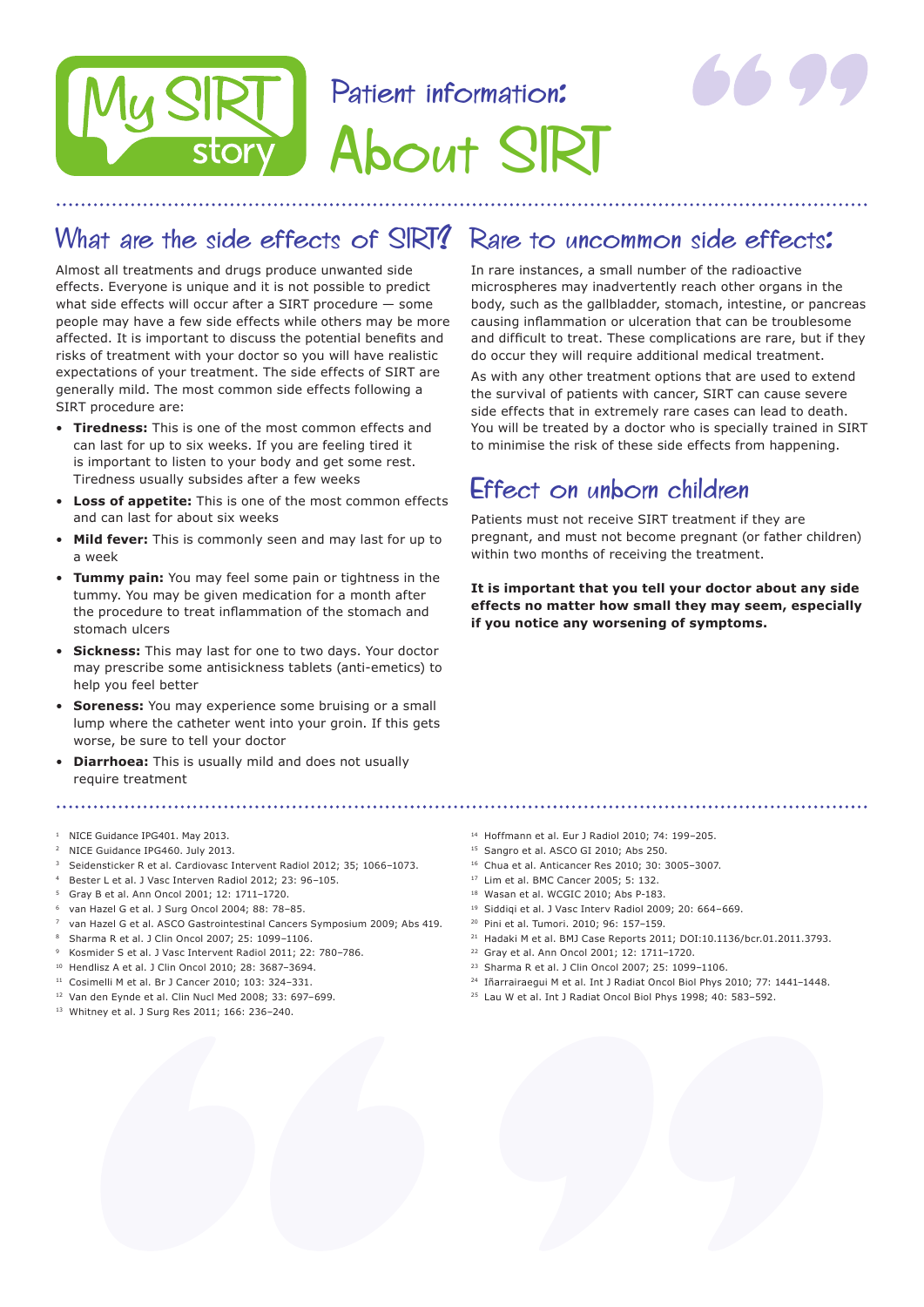# Patient information: About SIRT

## What are the side effects of SIRT?

Almost all treatments and drugs produce unwanted side effects. Everyone is unique and it is not possible to predict what side effects will occur after a SIRT procedure — some people may have a few side effects while others may be more affected. It is important to discuss the potential benefits and risks of treatment with your doctor so you will have realistic expectations of your treatment. The side effects of SIRT are generally mild. The most common side effects following a SIRT procedure are:

- **Tiredness:** This is one of the most common effects and can last for up to six weeks. If you are feeling tired it is important to listen to your body and get some rest. Tiredness usually subsides after a few weeks
- **Loss of appetite:** This is one of the most common effects and can last for about six weeks
- **Mild fever:** This is commonly seen and may last for up to a week
- **Tummy pain:** You may feel some pain or tightness in the tummy. You may be given medication for a month after the procedure to treat inflammation of the stomach and stomach ulcers
- **Sickness:** This may last for one to two days. Your doctor may prescribe some antisickness tablets (anti-emetics) to help you feel better
- **Soreness:** You may experience some bruising or a small lump where the catheter went into your groin. If this gets worse, be sure to tell your doctor
- **Diarrhoea:** This is usually mild and does not usually require treatment

## Rare to uncommon side effects:

In rare instances, a small number of the radioactive microspheres may inadvertently reach other organs in the body, such as the gallbladder, stomach, intestine, or pancreas causing inflammation or ulceration that can be troublesome and difficult to treat. These complications are rare, but if they do occur they will require additional medical treatment.

As with any other treatment options that are used to extend the survival of patients with cancer, SIRT can cause severe side effects that in extremely rare cases can lead to death. You will be treated by a doctor who is specially trained in SIRT to minimise the risk of these side effects from happening.

## Effect on unborn children

Patients must not receive SIRT treatment if they are pregnant, and must not become pregnant (or father children) within two months of receiving the treatment.

**It is important that you tell your doctor about any side effects no matter how small they may seem, especially if you notice any worsening of symptoms.**

---

1. NICE Guidance IPG401. May 2013.
2. NICE Guidance IPG460. July 2013.
3. Seidensticker R et al. Cardiovasc Intervent Radiol 2012; 35; 1066–1073.
4. Bester L et al. J Vasc Interven Radiol 2012; 23: 96–105.
5. Gray B et al. Ann Oncol 2001; 12: 1711–1720.
6. van Hazel G et al. J Surg Oncol 2004; 88: 78–85.
7. van Hazel G et al. ASCO Gastrointestinal Cancers Symposium 2009; Abs 419.
8. Sharma R et al. J Clin Oncol 2007; 25: 1099–1106.
9. Kosmider S et al. J Vasc Intervent Radiol 2011; 22: 780–786.
10. Hendlisz A et al. J Clin Oncol 2010; 28: 3687–3694.
11. Cosimelli M et al. Br J Cancer 2010; 103: 324–331.
12. Van den Eynde et al. Clin Nucl Med 2008; 33: 697–699.
13. Whitney et al. J Surg Res 2011; 166: 236–240.
14. Hoffmann et al. Eur J Radiol 2010; 74: 199–205.
15. Sangro et al. ASCO GI 2010; Abs 250.
16. Chua et al. Anticancer Res 2010; 30: 3005–3007.
17. Lim et al. BMC Cancer 2005; 5: 132.
18. Wasan et al. WCGIC 2010; Abs P-183.
19. Siddiqi et al. J Vasc Interv Radiol 2009; 20: 664–669.
20. Pini et al. Tumori. 2010; 96: 157–159.
21. Hadaki M et al. BMJ Case Reports 2011; DOI:10.1136/bcr.01.2011.3793.
22. Gray et al. Ann Oncol 2001; 12: 1711–1720.
23. Sharma R et al. J Clin Oncol 2007; 25: 1099–1106.
24. Iñarrairaegui M et al. Int J Radiat Oncol Biol Phys 2010; 77: 1441–1448.
25. Lau W et al. Int J Radiat Oncol Biol Phys 1998; 40: 583–592.